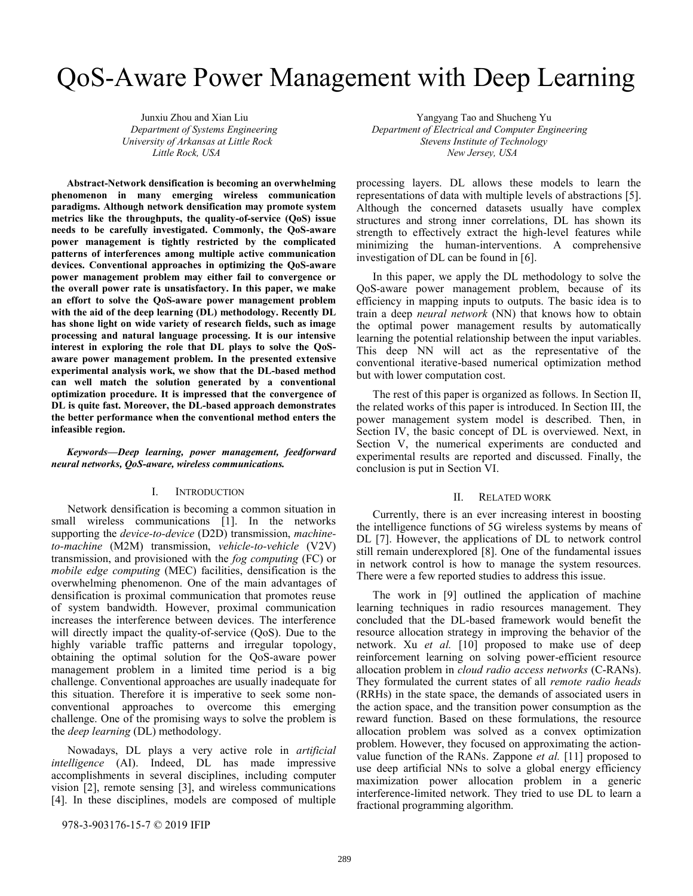# QoS-Aware Power Management with Deep Learning

Junxiu Zhou and Xian Liu
*Department of Systems Engineering*
*University of Arkansas at Little Rock*
*Little Rock, USA*

Yangyang Tao and Shucheng Yu
*Department of Electrical and Computer Engineering*
*Stevens Institute of Technology*
*New Jersey, USA*

**Abstract-Network densification is becoming an overwhelming phenomenon in many emerging wireless communication paradigms. Although network densification may promote system metrics like the throughputs, the quality-of-service (QoS) issue needs to be carefully investigated. Commonly, the QoS-aware power management is tightly restricted by the complicated patterns of interferences among multiple active communication devices. Conventional approaches in optimizing the QoS-aware power management problem may either fail to convergence or the overall power rate is unsatisfactory. In this paper, we make an effort to solve the QoS-aware power management problem with the aid of the deep learning (DL) methodology. Recently DL has shone light on wide variety of research fields, such as image processing and natural language processing. It is our intensive interest in exploring the role that DL plays to solve the QoS-aware power management problem. In the presented extensive experimental analysis work, we show that the DL-based method can well match the solution generated by a conventional optimization procedure. It is impressed that the convergence of DL is quite fast. Moreover, the DL-based approach demonstrates the better performance when the conventional method enters the infeasible region.**

***Keywords—Deep learning, power management, feedforward neural networks, QoS-aware, wireless communications.***

## I. Introduction

Network densification is becoming a common situation in small wireless communications [1]. In the networks supporting the *device-to-device* (D2D) transmission, *machine-to-machine* (M2M) transmission, *vehicle-to-vehicle* (V2V) transmission, and provisioned with the *fog computing* (FC) or *mobile edge computing* (MEC) facilities, densification is the overwhelming phenomenon. One of the main advantages of densification is proximal communication that promotes reuse of system bandwidth. However, proximal communication increases the interference between devices. The interference will directly impact the quality-of-service (QoS). Due to the highly variable traffic patterns and irregular topology, obtaining the optimal solution for the QoS-aware power management problem in a limited time period is a big challenge. Conventional approaches are usually inadequate for this situation. Therefore it is imperative to seek some non-conventional approaches to overcome this emerging challenge. One of the promising ways to solve the problem is the *deep learning* (DL) methodology.

Nowadays, DL plays a very active role in *artificial intelligence* (AI). Indeed, DL has made impressive accomplishments in several disciplines, including computer vision [2], remote sensing [3], and wireless communications [4]. In these disciplines, models are composed of multiple processing layers. DL allows these models to learn the representations of data with multiple levels of abstractions [5]. Although the concerned datasets usually have complex structures and strong inner correlations, DL has shown its strength to effectively extract the high-level features while minimizing the human-interventions. A comprehensive investigation of DL can be found in [6].

In this paper, we apply the DL methodology to solve the QoS-aware power management problem, because of its efficiency in mapping inputs to outputs. The basic idea is to train a deep *neural network* (NN) that knows how to obtain the optimal power management results by automatically learning the potential relationship between the input variables. This deep NN will act as the representative of the conventional iterative-based numerical optimization method but with lower computation cost.

The rest of this paper is organized as follows. In Section II, the related works of this paper is introduced. In Section III, the power management system model is described. Then, in Section IV, the basic concept of DL is overviewed. Next, in Section V, the numerical experiments are conducted and experimental results are reported and discussed. Finally, the conclusion is put in Section VI.

## II. Related work

Currently, there is an ever increasing interest in boosting the intelligence functions of 5G wireless systems by means of DL [7]. However, the applications of DL to network control still remain underexplored [8]. One of the fundamental issues in network control is how to manage the system resources. There were a few reported studies to address this issue.

The work in [9] outlined the application of machine learning techniques in radio resources management. They concluded that the DL-based framework would benefit the resource allocation strategy in improving the behavior of the network. Xu *et al.* [10] proposed to make use of deep reinforcement learning on solving power-efficient resource allocation problem in *cloud radio access networks* (C-RANs). They formulated the current states of all *remote radio heads* (RRHs) in the state space, the demands of associated users in the action space, and the transition power consumption as the reward function. Based on these formulations, the resource allocation problem was solved as a convex optimization problem. However, they focused on approximating the action-value function of the RANs. Zappone *et al.* [11] proposed to use deep artificial NNs to solve a global energy efficiency maximization power allocation problem in a generic interference-limited network. They tried to use DL to learn a fractional programming algorithm.

978-3-903176-15-7 © 2019 IFIP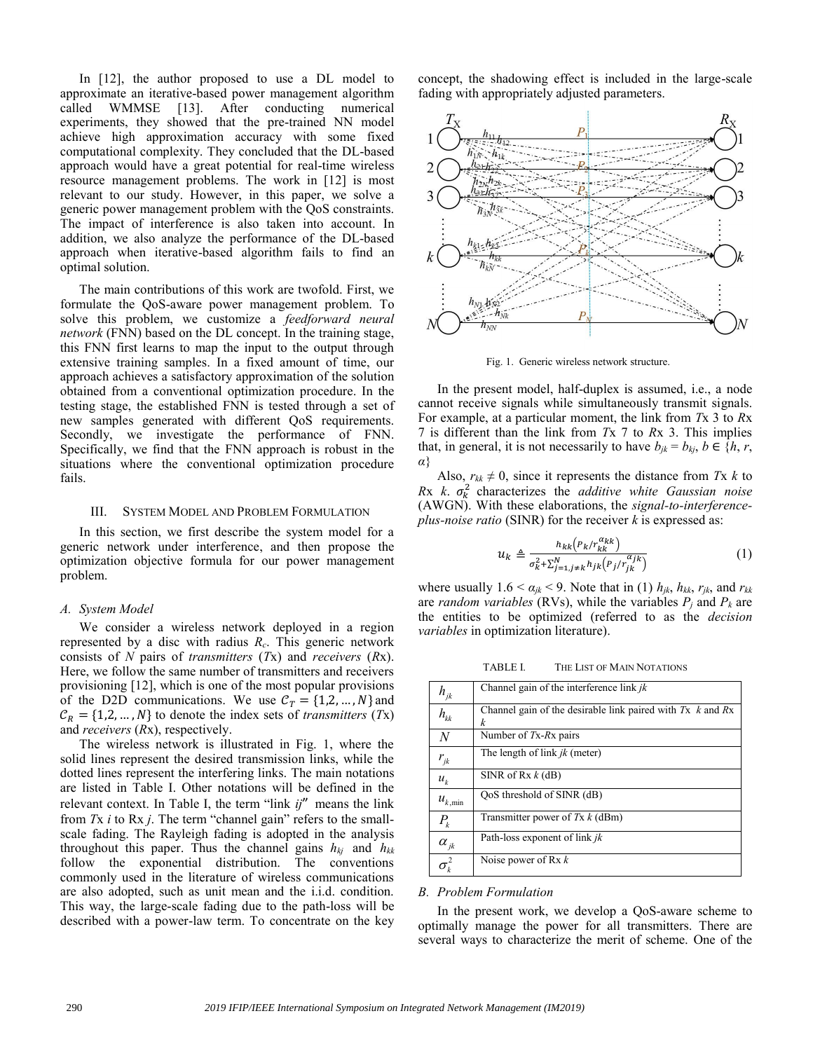In [12], the author proposed to use a DL model to approximate an iterative-based power management algorithm called WMMSE [13]. After conducting numerical experiments, they showed that the pre-trained NN model achieve high approximation accuracy with some fixed computational complexity. They concluded that the DL-based approach would have a great potential for real-time wireless resource management problems. The work in [12] is most relevant to our study. However, in this paper, we solve a generic power management problem with the QoS constraints. The impact of interference is also taken into account. In addition, we also analyze the performance of the DL-based approach when iterative-based algorithm fails to find an optimal solution.

The main contributions of this work are twofold. First, we formulate the QoS-aware power management problem. To solve this problem, we customize a *feedforward neural network* (FNN) based on the DL concept. In the training stage, this FNN first learns to map the input to the output through extensive training samples. In a fixed amount of time, our approach achieves a satisfactory approximation of the solution obtained from a conventional optimization procedure. In the testing stage, the established FNN is tested through a set of new samples generated with different QoS requirements. Secondly, we investigate the performance of FNN. Specifically, we find that the FNN approach is robust in the situations where the conventional optimization procedure fails.

## III. System Model and Problem Formulation

In this section, we first describe the system model for a generic network under interference, and then propose the optimization objective formula for our power management problem.

### A. System Model

We consider a wireless network deployed in a region represented by a disc with radius $R_c$. This generic network consists of $N$ pairs of *transmitters* ($T$x) and *receivers* ($R$x). Here, we follow the same number of transmitters and receivers provisioning [12], which is one of the most popular provisions of the D2D communications. We use $\mathcal{C}_T = \{1,2,\ldots,N\}$ and $\mathcal{C}_R = \{1,2,\ldots,N\}$ to denote the index sets of *transmitters* ($T$x) and *receivers* ($R$x), respectively.

The wireless network is illustrated in Fig. 1, where the solid lines represent the desired transmission links, while the dotted lines represent the interfering links. The main notations are listed in Table I. Other notations will be defined in the relevant context. In Table I, the term "link $ij$" means the link from $T$x $i$ to Rx $j$. The term "channel gain" refers to the small-scale fading. The Rayleigh fading is adopted in the analysis throughout this paper. Thus the channel gains $h_{kj}$ and $h_{kk}$ follow the exponential distribution. The conventions commonly used in the literature of wireless communications are also adopted, such as unit mean and the i.i.d. condition. This way, the large-scale fading due to the path-loss will be described with a power-law term. To concentrate on the key concept, the shadowing effect is included in the large-scale fading with appropriately adjusted parameters.

Fig. 1. Generic wireless network structure.

In the present model, half-duplex is assumed, i.e., a node cannot receive signals while simultaneously transmit signals. For example, at a particular moment, the link from $T$x 3 to $R$x 7 is different than the link from $T$x 7 to $R$x 3. This implies that, in general, it is not necessarily to have $b_{jk} = b_{kj}$, $b \in \{h, r, \alpha\}$

Also, $r_{kk} \neq 0$, since it represents the distance from $T$x $k$ to $R$x $k$. $\sigma_k^2$ characterizes the *additive white Gaussian noise* (AWGN). With these elaborations, the *signal-to-interference-plus-noise ratio* (SINR) for the receiver $k$ is expressed as:

$$u_k \triangleq \frac{h_{kk}\left(P_k / r_{kk}^{\alpha_{kk}}\right)}{\sigma_k^2 + \sum_{j=1, j\neq k}^{N} h_{jk}\left(P_j / r_{jk}^{\alpha_{jk}}\right)} \tag{1}$$

where usually $1.6 < \alpha_{jk} < 9$. Note that in (1) $h_{jk}$, $h_{kk}$, $r_{jk}$, and $r_{kk}$ are *random variables* (RVs), while the variables $P_j$ and $P_k$ are the entities to be optimized (referred to as the *decision variables* in optimization literature).

TABLE I. The List of Main Notations

| Notation | Description |
| --- | --- |
| $h_{jk}$ | Channel gain of the interference link $jk$ |
| $h_{kk}$ | Channel gain of the desirable link paired with $T$x $k$ and $R$x $k$ |
| $N$ | Number of $T$x-$R$x pairs |
| $r_{jk}$ | The length of link $jk$ (meter) |
| $u_k$ | SINR of Rx $k$ (dB) |
| $u_{k,\min}$ | QoS threshold of SINR (dB) |
| $P_k$ | Transmitter power of $T$x $k$ (dBm) |
| $\alpha_{jk}$ | Path-loss exponent of link $jk$ |
| $\sigma_k^2$ | Noise power of Rx $k$ |

### B. Problem Formulation

In the present work, we develop a QoS-aware scheme to optimally manage the power for all transmitters. There are several ways to characterize the merit of scheme. One of the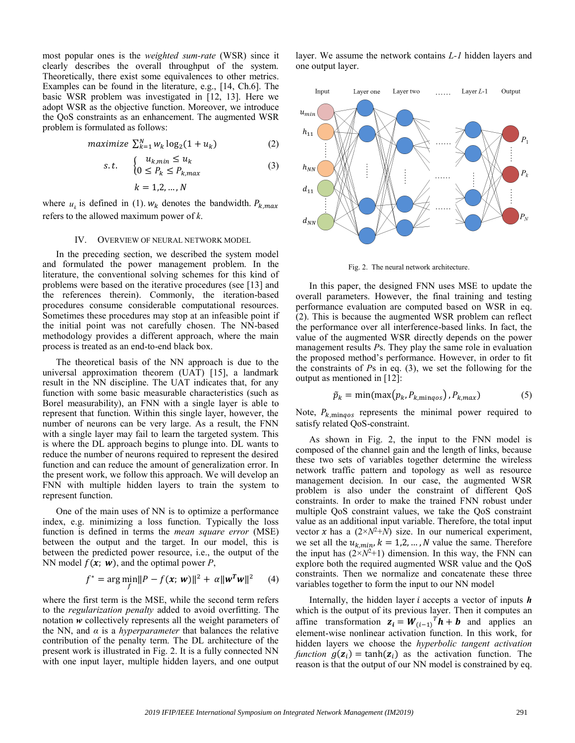most popular ones is the *weighted sum-rate* (WSR) since it clearly describes the overall throughput of the system. Theoretically, there exist some equivalences to other metrics. Examples can be found in the literature, e.g., [14, Ch.6]. The basic WSR problem was investigated in [12, 13]. Here we adopt WSR as the objective function. Moreover, we introduce the QoS constraints as an enhancement. The augmented WSR problem is formulated as follows:

$$maximize\ \sum_{k=1}^{N} w_k \log_2(1+u_k) \tag{2}$$

$$s.t.\quad \begin{cases} u_{k,min} \leq u_k \\ 0 \leq P_k \leq P_{k,max} \end{cases} \tag{3}$$

$$k = 1,2,\ldots,N$$

where $u_k$ is defined in (1). $w_k$ denotes the bandwidth. $P_{k,max}$ refers to the allowed maximum power of $k$.

## IV. Overview of Neural Network Model

In the preceding section, we described the system model and formulated the power management problem. In the literature, the conventional solving schemes for this kind of problems were based on the iterative procedures (see [13] and the references therein). Commonly, the iteration-based procedures consume considerable computational resources. Sometimes these procedures may stop at an infeasible point if the initial point was not carefully chosen. The NN-based methodology provides a different approach, where the main process is treated as an end-to-end black box.

The theoretical basis of the NN approach is due to the universal approximation theorem (UAT) [15], a landmark result in the NN discipline. The UAT indicates that, for any function with some basic measurable characteristics (such as Borel measurability), an FNN with a single layer is able to represent that function. Within this single layer, however, the number of neurons can be very large. As a result, the FNN with a single layer may fail to learn the targeted system. This is where the DL approach begins to plunge into. DL wants to reduce the number of neurons required to represent the desired function and can reduce the amount of generalization error. In the present work, we follow this approach. We will develop an FNN with multiple hidden layers to train the system to represent function.

One of the main uses of NN is to optimize a performance index, e.g. minimizing a loss function. Typically the loss function is defined in terms the *mean square error* (MSE) between the output and the target. In our model, this is between the predicted power resource, i.e., the output of the NN model $f(\boldsymbol{x};\ \boldsymbol{w})$, and the optimal power $P$,

$$f^* = \arg\min_f \|P - f(\boldsymbol{x};\ \boldsymbol{w})\|^2 + \alpha\|\boldsymbol{w}^T\boldsymbol{w}\|^2 \tag{4}$$

where the first term is the MSE, while the second term refers to the *regularization penalty* added to avoid overfitting. The notation $\boldsymbol{w}$ collectively represents all the weight parameters of the NN, and $\alpha$ is a *hyperparameter* that balances the relative contribution of the penalty term. The DL architecture of the present work is illustrated in Fig. 2. It is a fully connected NN with one input layer, multiple hidden layers, and one output layer. We assume the network contains *L-1* hidden layers and one output layer.

Fig. 2. The neural network architecture.

In this paper, the designed FNN uses MSE to update the overall parameters. However, the final training and testing performance evaluation are computed based on WSR in eq. (2). This is because the augmented WSR problem can reflect the performance over all interference-based links. In fact, the value of the augmented WSR directly depends on the power management results $P$s. They play the same role in evaluation the proposed method's performance. However, in order to fit the constraints of $P$s in eq. (3), we set the following for the output as mentioned in [12]:

$$\tilde{p}_k = \min(\max(p_k, P_{k,\min qos}), P_{k,max}) \tag{5}$$

Note, $P_{k,\min qos}$ represents the minimal power required to satisfy related QoS-constraint.

As shown in Fig. 2, the input to the FNN model is composed of the channel gain and the length of links, because these two sets of variables together determine the wireless network traffic pattern and topology as well as resource management decision. In our case, the augmented WSR problem is also under the constraint of different QoS constraints. In order to make the trained FNN robust under multiple QoS constraint values, we take the QoS constraint value as an additional input variable. Therefore, the total input vector $x$ has a ($2\times N^2+N$) size. In our numerical experiment, we set all the $u_{k,min}, k = 1,2,\ldots,N$ value the same. Therefore the input has ($2\times N^2+1$) dimension. In this way, the FNN can explore both the required augmented WSR value and the QoS constraints. Then we normalize and concatenate these three variables together to form the input to our NN model

Internally, the hidden layer $i$ accepts a vector of inputs $\boldsymbol{h}$ which is the output of its previous layer. Then it computes an affine transformation $\boldsymbol{z_i} = \boldsymbol{W}_{(i-1)}{}^T\boldsymbol{h} + \boldsymbol{b}$ and applies an element-wise nonlinear activation function. In this work, for hidden layers we choose the *hyperbolic tangent activation function* $g(\boldsymbol{z_i}) = \tanh(\boldsymbol{z_i})$ as the activation function. The reason is that the output of our NN model is constrained by eq.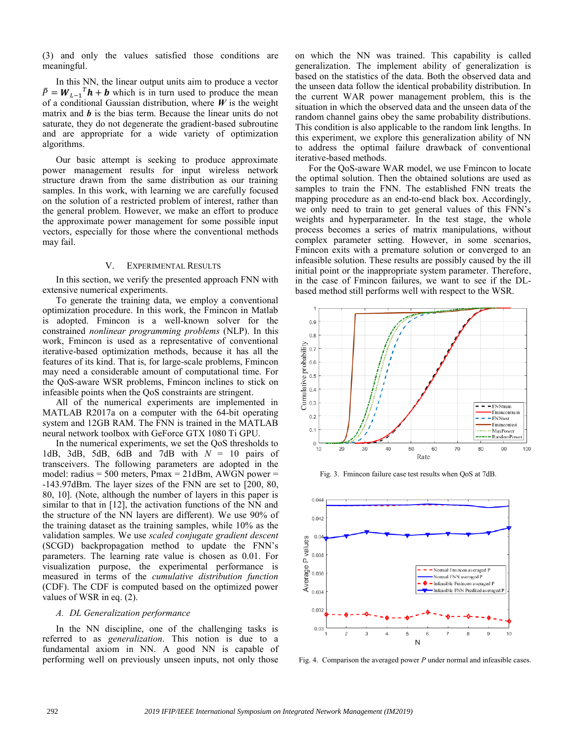(3) and only the values satisfied those conditions are meaningful.

In this NN, the linear output units aim to produce a vector $\tilde{P} = \boldsymbol{W}_{L-1}{}^{T}\boldsymbol{h} + \boldsymbol{b}$ which is in turn used to produce the mean of a conditional Gaussian distribution, where $\boldsymbol{W}$ is the weight matrix and $\boldsymbol{b}$ is the bias term. Because the linear units do not saturate, they do not degenerate the gradient-based subroutine and are appropriate for a wide variety of optimization algorithms.

Our basic attempt is seeking to produce approximate power management results for input wireless network structure drawn from the same distribution as our training samples. In this work, with learning we are carefully focused on the solution of a restricted problem of interest, rather than the general problem. However, we make an effort to produce the approximate power management for some possible input vectors, especially for those where the conventional methods may fail.

## V. Experimental Results

In this section, we verify the presented approach FNN with extensive numerical experiments.

To generate the training data, we employ a conventional optimization procedure. In this work, the Fmincon in Matlab is adopted. Fmincon is a well-known solver for the constrained *nonlinear programming problems* (NLP). In this work, Fmincon is used as a representative of conventional iterative-based optimization methods, because it has all the features of its kind. That is, for large-scale problems, Fmincon may need a considerable amount of computational time. For the QoS-aware WSR problems, Fmincon inclines to stick on infeasible points when the QoS constraints are stringent.

All of the numerical experiments are implemented in MATLAB R2017a on a computer with the 64-bit operating system and 12GB RAM. The FNN is trained in the MATLAB neural network toolbox with GeForce GTX 1080 Ti GPU.

In the numerical experiments, we set the QoS thresholds to 1dB, 3dB, 5dB, 6dB and 7dB with $N$ = 10 pairs of transceivers. The following parameters are adopted in the model: radius = 500 meters, Pmax = 21dBm, AWGN power = -143.97dBm. The layer sizes of the FNN are set to [200, 80, 80, 10]. (Note, although the number of layers in this paper is similar to that in [12], the activation functions of the NN and the structure of the NN layers are different). We use 90% of the training dataset as the training samples, while 10% as the validation samples. We use *scaled conjugate gradient descent* (SCGD) backpropagation method to update the FNN's parameters. The learning rate value is chosen as 0.01. For visualization purpose, the experimental performance is measured in terms of the *cumulative distribution function* (CDF). The CDF is computed based on the optimized power values of WSR in eq. (2).

### *A. DL Generalization performance*

In the NN discipline, one of the challenging tasks is referred to as *generalization*. This notion is due to a fundamental axiom in NN. A good NN is capable of performing well on previously unseen inputs, not only those on which the NN was trained. This capability is called generalization. The implement ability of generalization is based on the statistics of the data. Both the observed data and the unseen data follow the identical probability distribution. In the current WAR power management problem, this is the situation in which the observed data and the unseen data of the random channel gains obey the same probability distributions. This condition is also applicable to the random link lengths. In this experiment, we explore this generalization ability of NN to address the optimal failure drawback of conventional iterative-based methods.

For the QoS-aware WAR model, we use Fmincon to locate the optimal solution. Then the obtained solutions are used as samples to train the FNN. The established FNN treats the mapping procedure as an end-to-end black box. Accordingly, we only need to train to get general values of this FNN's weights and hyperparameter. In the test stage, the whole process becomes a series of matrix manipulations, without complex parameter setting. However, in some scenarios, Fmincon exits with a premature solution or converged to an infeasible solution. These results are possibly caused by the ill initial point or the inappropriate system parameter. Therefore, in the case of Fmincon failures, we want to see if the DL-based method still performs well with respect to the WSR.

Fig. 3. Fmincon failure case test results when QoS at 7dB.

Fig. 4. Comparison the averaged power $P$ under normal and infeasible cases.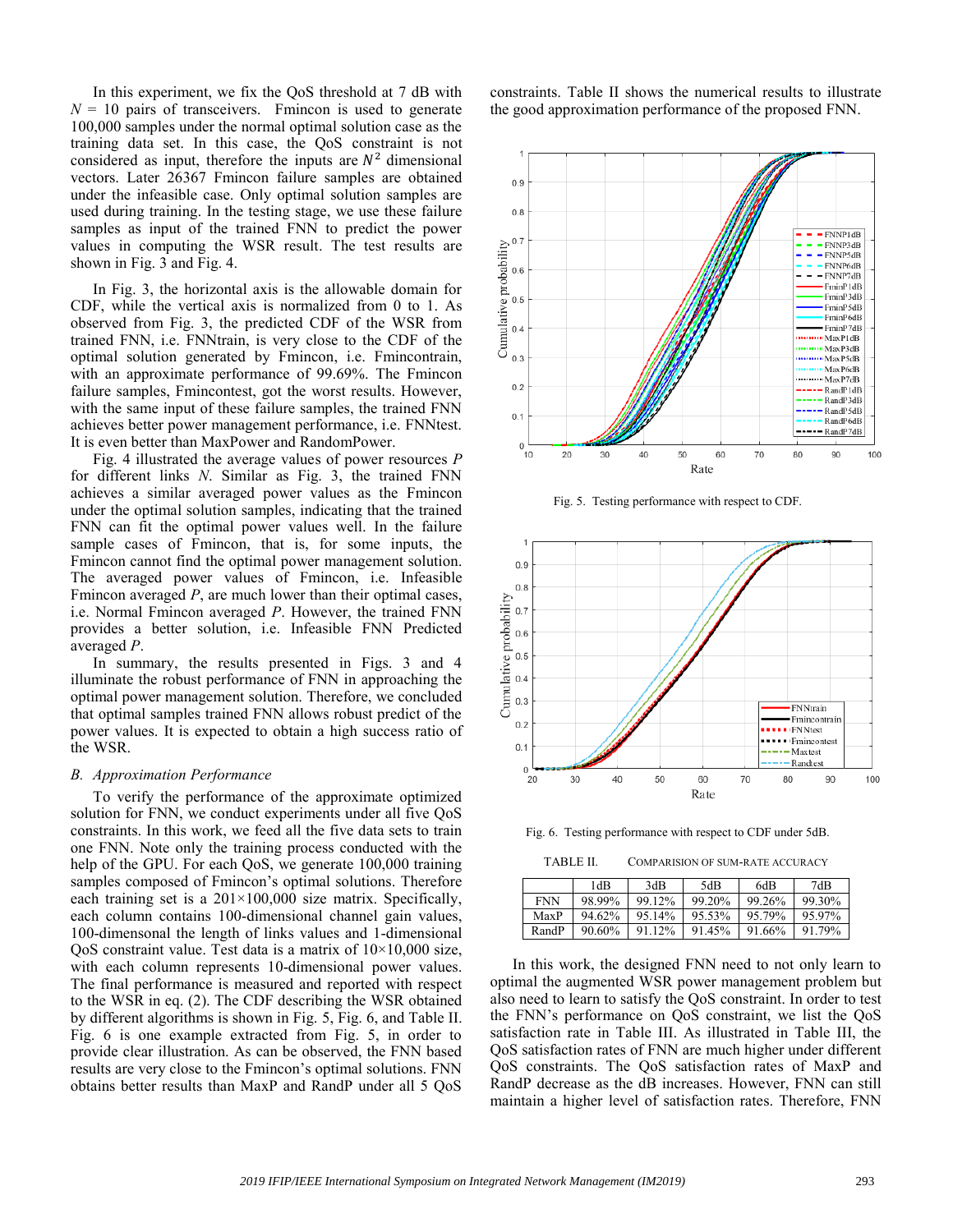In this experiment, we fix the QoS threshold at 7 dB with $N$ = 10 pairs of transceivers. Fmincon is used to generate 100,000 samples under the normal optimal solution case as the training data set. In this case, the QoS constraint is not considered as input, therefore the inputs are $N^2$ dimensional vectors. Later 26367 Fmincon failure samples are obtained under the infeasible case. Only optimal solution samples are used during training. In the testing stage, we use these failure samples as input of the trained FNN to predict the power values in computing the WSR result. The test results are shown in Fig. 3 and Fig. 4.

In Fig. 3, the horizontal axis is the allowable domain for CDF, while the vertical axis is normalized from 0 to 1. As observed from Fig. 3, the predicted CDF of the WSR from trained FNN, i.e. FNNtrain, is very close to the CDF of the optimal solution generated by Fmincon, i.e. Fmincontrain, with an approximate performance of 99.69%. The Fmincon failure samples, Fmincontest, got the worst results. However, with the same input of these failure samples, the trained FNN achieves better power management performance, i.e. FNNtest. It is even better than MaxPower and RandomPower.

Fig. 4 illustrated the average values of power resources $P$ for different links $N$. Similar as Fig. 3, the trained FNN achieves a similar averaged power values as the Fmincon under the optimal solution samples, indicating that the trained FNN can fit the optimal power values well. In the failure sample cases of Fmincon, that is, for some inputs, the Fmincon cannot find the optimal power management solution. The averaged power values of Fmincon, i.e. Infeasible Fmincon averaged $P$, are much lower than their optimal cases, i.e. Normal Fmincon averaged $P$. However, the trained FNN provides a better solution, i.e. Infeasible FNN Predicted averaged $P$.

In summary, the results presented in Figs. 3 and 4 illuminate the robust performance of FNN in approaching the optimal power management solution. Therefore, we concluded that optimal samples trained FNN allows robust predict of the power values. It is expected to obtain a high success ratio of the WSR.

### *B. Approximation Performance*

To verify the performance of the approximate optimized solution for FNN, we conduct experiments under all five QoS constraints. In this work, we feed all the five data sets to train one FNN. Note only the training process conducted with the help of the GPU. For each QoS, we generate 100,000 training samples composed of Fmincon's optimal solutions. Therefore each training set is a 201×100,000 size matrix. Specifically, each column contains 100-dimensional channel gain values, 100-dimensonal the length of links values and 1-dimensional QoS constraint value. Test data is a matrix of 10×10,000 size, with each column represents 10-dimensional power values. The final performance is measured and reported with respect to the WSR in eq. (2). The CDF describing the WSR obtained by different algorithms is shown in Fig. 5, Fig. 6, and Table II. Fig. 6 is one example extracted from Fig. 5, in order to provide clear illustration. As can be observed, the FNN based results are very close to the Fmincon's optimal solutions. FNN obtains better results than MaxP and RandP under all 5 QoS constraints. Table II shows the numerical results to illustrate the good approximation performance of the proposed FNN.

Fig. 5. Testing performance with respect to CDF.

Fig. 6. Testing performance with respect to CDF under 5dB.

TABLE II. COMPARISION OF SUM-RATE ACCURACY

| | 1dB | 3dB | 5dB | 6dB | 7dB |
|---|---|---|---|---|---|
| FNN | 98.99% | 99.12% | 99.20% | 99.26% | 99.30% |
| MaxP | 94.62% | 95.14% | 95.53% | 95.79% | 95.97% |
| RandP | 90.60% | 91.12% | 91.45% | 91.66% | 91.79% |

In this work, the designed FNN need to not only learn to optimal the augmented WSR power management problem but also need to learn to satisfy the QoS constraint. In order to test the FNN's performance on QoS constraint, we list the QoS satisfaction rate in Table III. As illustrated in Table III, the QoS satisfaction rates of FNN are much higher under different QoS constraints. The QoS satisfaction rates of MaxP and RandP decrease as the dB increases. However, FNN can still maintain a higher level of satisfaction rates. Therefore, FNN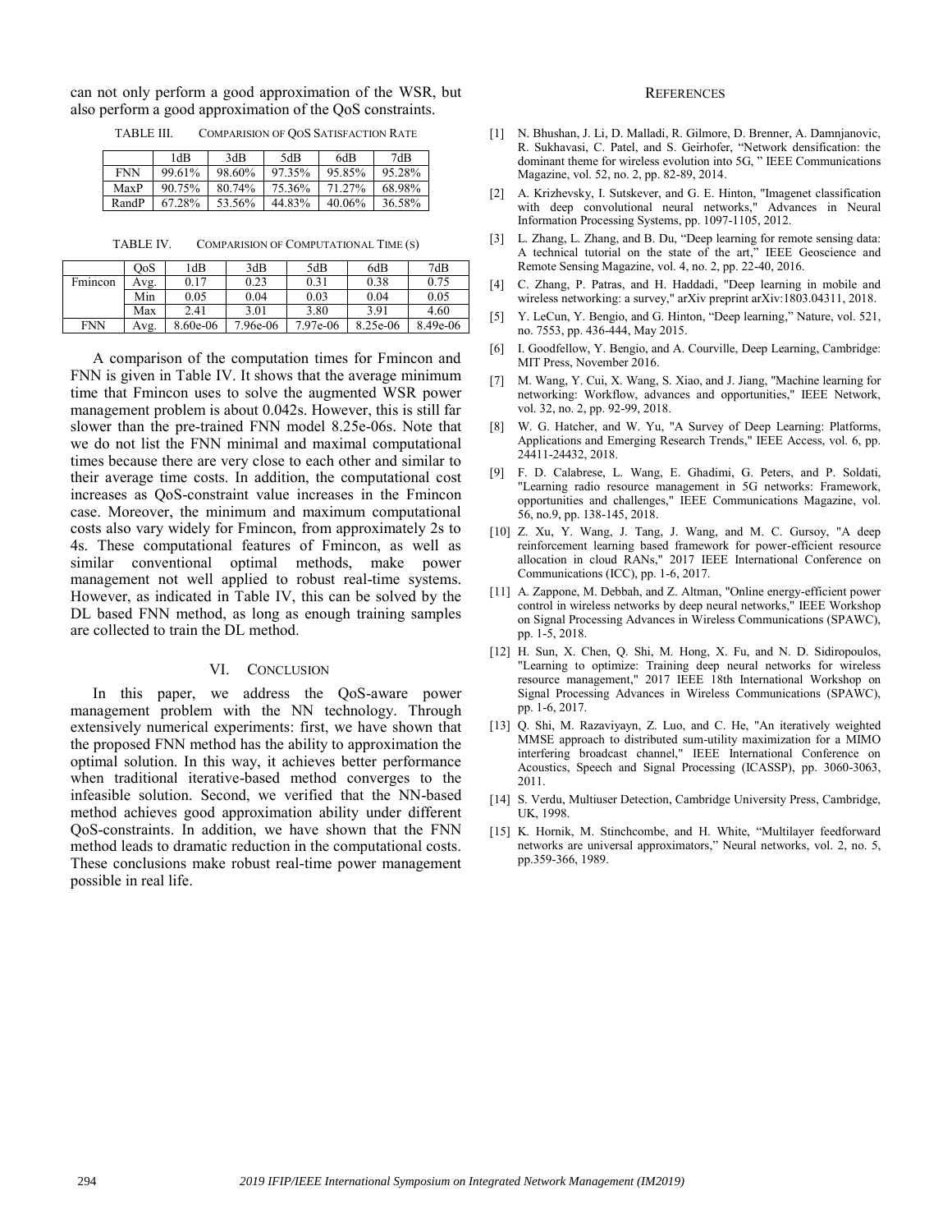can not only perform a good approximation of the WSR, but also perform a good approximation of the QoS constraints.

TABLE III. COMPARISION OF QOS SATISFACTION RATE

| | 1dB | 3dB | 5dB | 6dB | 7dB |
|---|---|---|---|---|---|
| FNN | 99.61% | 98.60% | 97.35% | 95.85% | 95.28% |
| MaxP | 90.75% | 80.74% | 75.36% | 71.27% | 68.98% |
| RandP | 67.28% | 53.56% | 44.83% | 40.06% | 36.58% |

TABLE IV. COMPARISION OF COMPUTATIONAL TIME (S)

| | QoS | 1dB | 3dB | 5dB | 6dB | 7dB |
|---|---|---|---|---|---|---|
| Fmincon | Avg. | 0.17 | 0.23 | 0.31 | 0.38 | 0.75 |
| | Min | 0.05 | 0.04 | 0.03 | 0.04 | 0.05 |
| | Max | 2.41 | 3.01 | 3.80 | 3.91 | 4.60 |
| FNN | Avg. | 8.60e-06 | 7.96e-06 | 7.97e-06 | 8.25e-06 | 8.49e-06 |

A comparison of the computation times for Fmincon and FNN is given in Table IV. It shows that the average minimum time that Fmincon uses to solve the augmented WSR power management problem is about 0.042s. However, this is still far slower than the pre-trained FNN model 8.25e-06s. Note that we do not list the FNN minimal and maximal computational times because there are very close to each other and similar to their average time costs. In addition, the computational cost increases as QoS-constraint value increases in the Fmincon case. Moreover, the minimum and maximum computational costs also vary widely for Fmincon, from approximately 2s to 4s. These computational features of Fmincon, as well as similar conventional optimal methods, make power management not well applied to robust real-time systems. However, as indicated in Table IV, this can be solved by the DL based FNN method, as long as enough training samples are collected to train the DL method.

## VI. CONCLUSION

In this paper, we address the QoS-aware power management problem with the NN technology. Through extensively numerical experiments: first, we have shown that the proposed FNN method has the ability to approximation the optimal solution. In this way, it achieves better performance when traditional iterative-based method converges to the infeasible solution. Second, we verified that the NN-based method achieves good approximation ability under different QoS-constraints. In addition, we have shown that the FNN method leads to dramatic reduction in the computational costs. These conclusions make robust real-time power management possible in real life.

## REFERENCES

[1] N. Bhushan, J. Li, D. Malladi, R. Gilmore, D. Brenner, A. Damnjanovic, R. Sukhavasi, C. Patel, and S. Geirhofer, "Network densification: the dominant theme for wireless evolution into 5G, " IEEE Communications Magazine, vol. 52, no. 2, pp. 82-89, 2014.

[2] A. Krizhevsky, I. Sutskever, and G. E. Hinton, "Imagenet classification with deep convolutional neural networks," Advances in Neural Information Processing Systems, pp. 1097-1105, 2012.

[3] L. Zhang, L. Zhang, and B. Du, "Deep learning for remote sensing data: A technical tutorial on the state of the art," IEEE Geoscience and Remote Sensing Magazine, vol. 4, no. 2, pp. 22-40, 2016.

[4] C. Zhang, P. Patras, and H. Haddadi, "Deep learning in mobile and wireless networking: a survey," arXiv preprint arXiv:1803.04311, 2018.

[5] Y. LeCun, Y. Bengio, and G. Hinton, "Deep learning," Nature, vol. 521, no. 7553, pp. 436-444, May 2015.

[6] I. Goodfellow, Y. Bengio, and A. Courville, Deep Learning, Cambridge: MIT Press, November 2016.

[7] M. Wang, Y. Cui, X. Wang, S. Xiao, and J. Jiang, "Machine learning for networking: Workflow, advances and opportunities," IEEE Network, vol. 32, no. 2, pp. 92-99, 2018.

[8] W. G. Hatcher, and W. Yu, "A Survey of Deep Learning: Platforms, Applications and Emerging Research Trends," IEEE Access, vol. 6, pp. 24411-24432, 2018.

[9] F. D. Calabrese, L. Wang, E. Ghadimi, G. Peters, and P. Soldati, "Learning radio resource management in 5G networks: Framework, opportunities and challenges," IEEE Communications Magazine, vol. 56, no.9, pp. 138-145, 2018.

[10] Z. Xu, Y. Wang, J. Tang, J. Wang, and M. C. Gursoy, "A deep reinforcement learning based framework for power-efficient resource allocation in cloud RANs," 2017 IEEE International Conference on Communications (ICC), pp. 1-6, 2017.

[11] A. Zappone, M. Debbah, and Z. Altman, "Online energy-efficient power control in wireless networks by deep neural networks," IEEE Workshop on Signal Processing Advances in Wireless Communications (SPAWC), pp. 1-5, 2018.

[12] H. Sun, X. Chen, Q. Shi, M. Hong, X. Fu, and N. D. Sidiropoulos, "Learning to optimize: Training deep neural networks for wireless resource management," 2017 IEEE 18th International Workshop on Signal Processing Advances in Wireless Communications (SPAWC), pp. 1-6, 2017.

[13] Q. Shi, M. Razaviyayn, Z. Luo, and C. He, "An iteratively weighted MMSE approach to distributed sum-utility maximization for a MIMO interfering broadcast channel," IEEE International Conference on Acoustics, Speech and Signal Processing (ICASSP), pp. 3060-3063, 2011.

[14] S. Verdu, Multiuser Detection, Cambridge University Press, Cambridge, UK, 1998.

[15] K. Hornik, M. Stinchcombe, and H. White, "Multilayer feedforward networks are universal approximators," Neural networks, vol. 2, no. 5, pp.359-366, 1989.